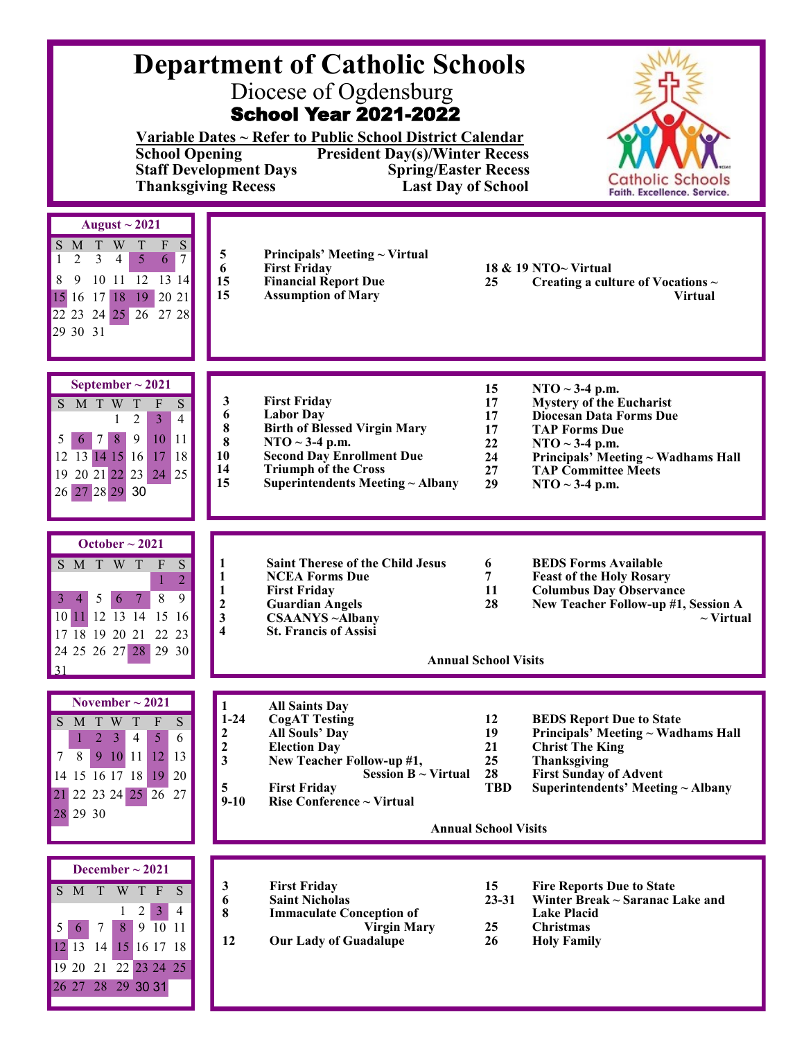# Department of Catholic Schools

## Diocese of Ogdensburg

### School Year 2021-2022

**Variable Dates ~ Refer to Public School District Calendar**

**School Opening** — **President Day(s)/Winter Recess**
**Staff Development Days** — **Spring/Easter Recess**
**Thanksgiving Recess** — **Last Day of School**

Catholic Schools
Faith. Excellence. Service.

---

## August ~ 2021

| S | M | T | W | T | F | S |
|---|---|---|---|---|---|---|
| 1 | 2 | 3 | 4 | 5 | 6 | 7 |
| 8 | 9 | 10 | 11 | 12 | 13 | 14 |
| 15 | 16 | 17 | 18 | 19 | 20 | 21 |
| 22 | 23 | 24 | 25 | 26 | 27 | 28 |
| 29 | 30 | 31 | | | | |

- **5** Principals' Meeting ~ Virtual
- **6** First Friday
- **15** Financial Report Due
- **15** Assumption of Mary
- **18 & 19** NTO~ Virtual
- **25** Creating a culture of Vocations ~ Virtual

---

## September ~ 2021

| S | M | T | W | T | F | S |
|---|---|---|---|---|---|---|
| | | | 1 | 2 | 3 | 4 |
| 5 | 6 | 7 | 8 | 9 | 10 | 11 |
| 12 | 13 | 14 | 15 | 16 | 17 | 18 |
| 19 | 20 | 21 | 22 | 23 | 24 | 25 |
| 26 | 27 | 28 | 29 | 30 | | |

- **3** First Friday
- **6** Labor Day
- **8** Birth of Blessed Virgin Mary
- **8** NTO ~ 3-4 p.m.
- **10** Second Day Enrollment Due
- **14** Triumph of the Cross
- **15** Superintendents Meeting ~ Albany
- **15** NTO ~ 3-4 p.m.
- **17** Mystery of the Eucharist
- **17** Diocesan Data Forms Due
- **17** TAP Forms Due
- **22** NTO ~ 3-4 p.m.
- **24** Principals' Meeting ~ Wadhams Hall
- **27** TAP Committee Meets
- **29** NTO ~ 3-4 p.m.

---

## October ~ 2021

| S | M | T | W | T | F | S |
|---|---|---|---|---|---|---|
| | | | | | 1 | 2 |
| 3 | 4 | 5 | 6 | 7 | 8 | 9 |
| 10 | 11 | 12 | 13 | 14 | 15 | 16 |
| 17 | 18 | 19 | 20 | 21 | 22 | 23 |
| 24 | 25 | 26 | 27 | 28 | 29 | 30 |
| 31 | | | | | | |

- **1** Saint Therese of the Child Jesus
- **1** NCEA Forms Due
- **1** First Friday
- **2** Guardian Angels
- **3** CSAANYS ~Albany
- **4** St. Francis of Assisi
- **6** BEDS Forms Available
- **7** Feast of the Holy Rosary
- **11** Columbus Day Observance
- **28** New Teacher Follow-up #1, Session A ~ Virtual

**Annual School Visits**

---

## November ~ 2021

| S | M | T | W | T | F | S |
|---|---|---|---|---|---|---|
| | 1 | 2 | 3 | 4 | 5 | 6 |
| 7 | 8 | 9 | 10 | 11 | 12 | 13 |
| 14 | 15 | 16 | 17 | 18 | 19 | 20 |
| 21 | 22 | 23 | 24 | 25 | 26 | 27 |
| 28 | 29 | 30 | | | | |

- **1** All Saints Day
- **1-24** CogAT Testing
- **2** All Souls' Day
- **2** Election Day
- **3** New Teacher Follow-up #1, Session B ~ Virtual
- **5** First Friday
- **9-10** Rise Conference ~ Virtual
- **12** BEDS Report Due to State
- **19** Principals' Meeting ~ Wadhams Hall
- **21** Christ The King
- **25** Thanksgiving
- **28** First Sunday of Advent
- **TBD** Superintendents' Meeting ~ Albany

**Annual School Visits**

---

## December ~ 2021

| S | M | T | W | T | F | S |
|---|---|---|---|---|---|---|
| | | | 1 | 2 | 3 | 4 |
| 5 | 6 | 7 | 8 | 9 | 10 | 11 |
| 12 | 13 | 14 | 15 | 16 | 17 | 18 |
| 19 | 20 | 21 | 22 | 23 | 24 | 25 |
| 26 | 27 | 28 | 29 | 30 | 31 | |

- **3** First Friday
- **6** Saint Nicholas
- **8** Immaculate Conception of Virgin Mary
- **12** Our Lady of Guadalupe
- **15** Fire Reports Due to State
- **23-31** Winter Break ~ Saranac Lake and Lake Placid
- **25** Christmas
- **26** Holy Family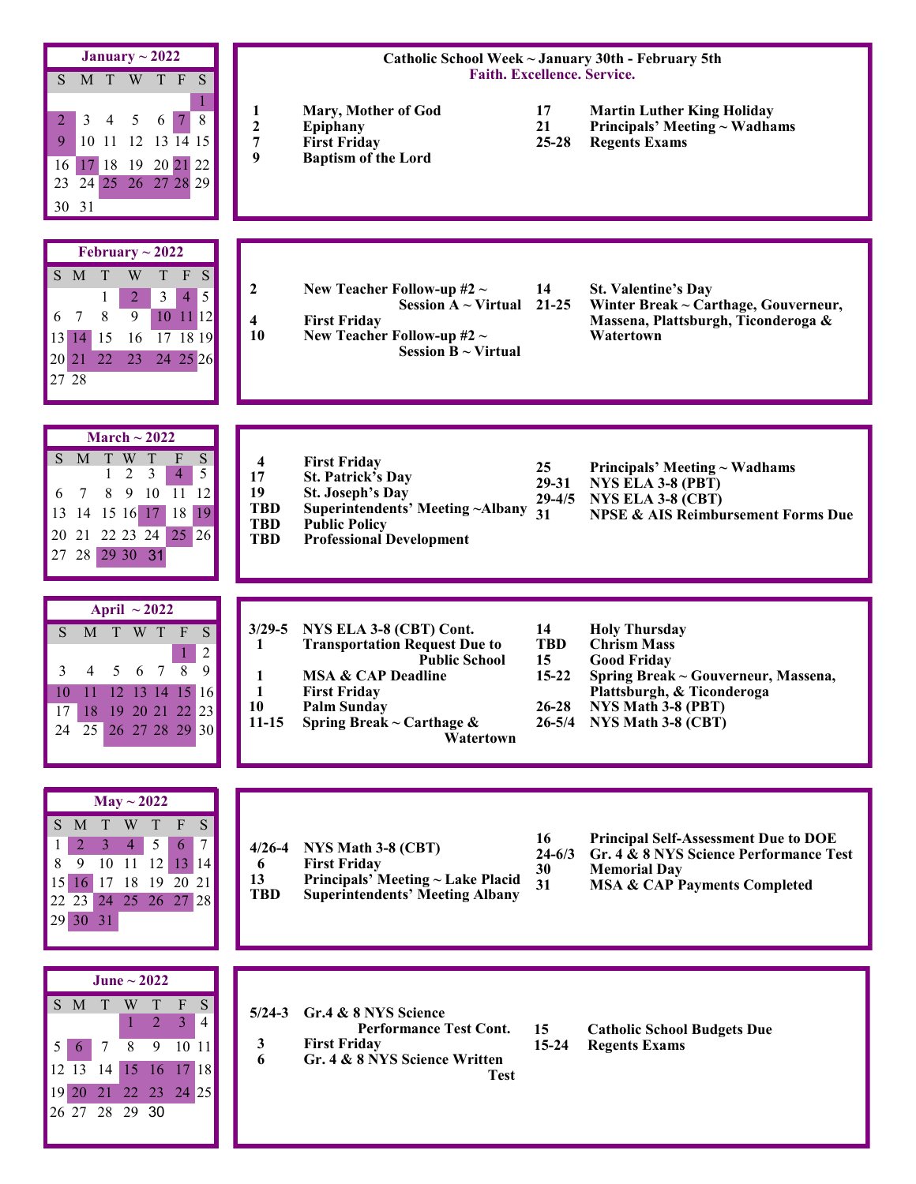## January ~ 2022

| S | M | T | W | T | F | S |
|---|---|---|---|---|---|---|
| | | | | | | 1 |
| 2 | 3 | 4 | 5 | 6 | 7 | 8 |
| 9 | 10 | 11 | 12 | 13 | 14 | 15 |
| 16 | 17 | 18 | 19 | 20 | 21 | 22 |
| 23 | 24 | 25 | 26 | 27 | 28 | 29 |
| 30 | 31 | | | | | |

**Catholic School Week ~ January 30th - February 5th**
**Faith. Excellence. Service.**

| | | | |
|---|---|---|---|
| **1** | **Mary, Mother of God** | **17** | **Martin Luther King Holiday** |
| **2** | **Epiphany** | **21** | **Principals' Meeting ~ Wadhams** |
| **7** | **First Friday** | **25-28** | **Regents Exams** |
| **9** | **Baptism of the Lord** | | |

## February ~ 2022

| S | M | T | W | T | F | S |
|---|---|---|---|---|---|---|
| | | 1 | 2 | 3 | 4 | 5 |
| 6 | 7 | 8 | 9 | 10 | 11 | 12 |
| 13 | 14 | 15 | 16 | 17 | 18 | 19 |
| 20 | 21 | 22 | 23 | 24 | 25 | 26 |
| 27 | 28 | | | | | |

| | | | |
|---|---|---|---|
| **2** | **New Teacher Follow-up #2 ~ Session A ~ Virtual** | **14** | **St. Valentine's Day** |
| **4** | **First Friday** | **21-25** | **Winter Break ~ Carthage, Gouverneur, Massena, Plattsburgh, Ticonderoga & Watertown** |
| **10** | **New Teacher Follow-up #2 ~ Session B ~ Virtual** | | |

## March ~ 2022

| S | M | T | W | T | F | S |
|---|---|---|---|---|---|---|
| | | 1 | 2 | 3 | 4 | 5 |
| 6 | 7 | 8 | 9 | 10 | 11 | 12 |
| 13 | 14 | 15 | 16 | 17 | 18 | 19 |
| 20 | 21 | 22 | 23 | 24 | 25 | 26 |
| 27 | 28 | 29 | 30 | 31 | | |

| | | | |
|---|---|---|---|
| **4** | **First Friday** | **25** | **Principals' Meeting ~ Wadhams** |
| **17** | **St. Patrick's Day** | **29-31** | **NYS ELA 3-8 (PBT)** |
| **19** | **St. Joseph's Day** | **29-4/5** | **NYS ELA 3-8 (CBT)** |
| **TBD** | **Superintendents' Meeting ~Albany** | **31** | **NPSE & AIS Reimbursement Forms Due** |
| **TBD** | **Public Policy** | | |
| **TBD** | **Professional Development** | | |

## April ~ 2022

| S | M | T | W | T | F | S |
|---|---|---|---|---|---|---|
| | | | | | 1 | 2 |
| 3 | 4 | 5 | 6 | 7 | 8 | 9 |
| 10 | 11 | 12 | 13 | 14 | 15 | 16 |
| 17 | 18 | 19 | 20 | 21 | 22 | 23 |
| 24 | 25 | 26 | 27 | 28 | 29 | 30 |

| | | | |
|---|---|---|---|
| **3/29-5** | **NYS ELA 3-8 (CBT) Cont.** | **14** | **Holy Thursday** |
| **1** | **Transportation Request Due to Public School** | **TBD** | **Chrism Mass** |
| **1** | **MSA & CAP Deadline** | **15** | **Good Friday** |
| **1** | **First Friday** | **15-22** | **Spring Break ~ Gouverneur, Massena, Plattsburgh, & Ticonderoga** |
| **10** | **Palm Sunday** | **26-28** | **NYS Math 3-8 (PBT)** |
| **11-15** | **Spring Break ~ Carthage & Watertown** | **26-5/4** | **NYS Math 3-8 (CBT)** |

## May ~ 2022

| S | M | T | W | T | F | S |
|---|---|---|---|---|---|---|
| 1 | 2 | 3 | 4 | 5 | 6 | 7 |
| 8 | 9 | 10 | 11 | 12 | 13 | 14 |
| 15 | 16 | 17 | 18 | 19 | 20 | 21 |
| 22 | 23 | 24 | 25 | 26 | 27 | 28 |
| 29 | 30 | 31 | | | | |

| | | | |
|---|---|---|---|
| **4/26-4** | **NYS Math 3-8 (CBT)** | **16** | **Principal Self-Assessment Due to DOE** |
| **6** | **First Friday** | **24-6/3** | **Gr. 4 & 8 NYS Science Performance Test** |
| **13** | **Principals' Meeting ~ Lake Placid** | **30** | **Memorial Day** |
| **TBD** | **Superintendents' Meeting Albany** | **31** | **MSA & CAP Payments Completed** |

## June ~ 2022

| S | M | T | W | T | F | S |
|---|---|---|---|---|---|---|
| | | | 1 | 2 | 3 | 4 |
| 5 | 6 | 7 | 8 | 9 | 10 | 11 |
| 12 | 13 | 14 | 15 | 16 | 17 | 18 |
| 19 | 20 | 21 | 22 | 23 | 24 | 25 |
| 26 | 27 | 28 | 29 | 30 | | |

| | | | |
|---|---|---|---|
| **5/24-3** | **Gr.4 & 8 NYS Science Performance Test Cont.** | **15** | **Catholic School Budgets Due** |
| **3** | **First Friday** | **15-24** | **Regents Exams** |
| **6** | **Gr. 4 & 8 NYS Science Written Test** | | |